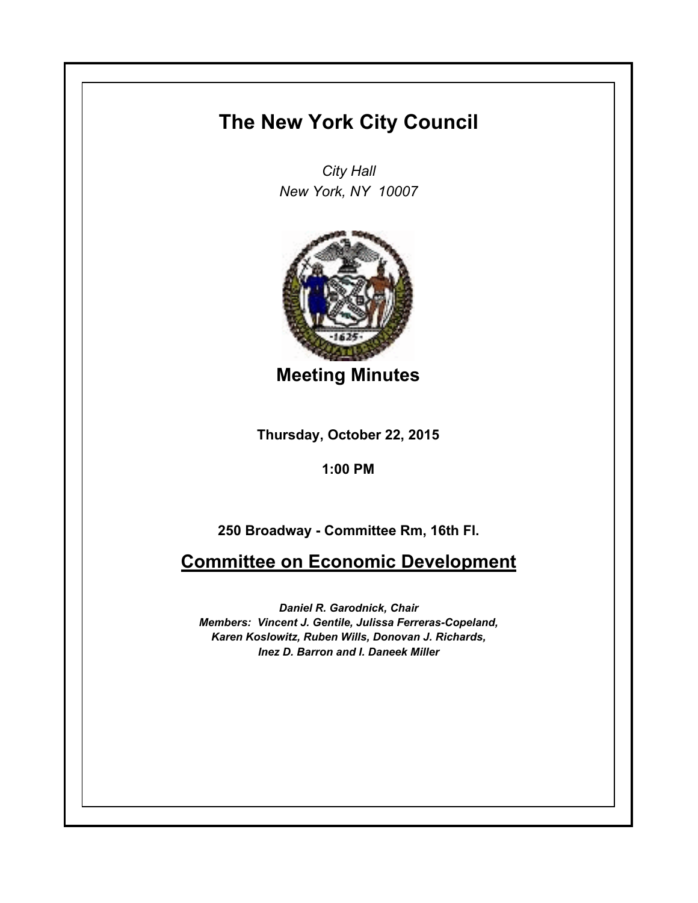# The New York City Council

*City Hall*
*New York, NY 10007*

## Meeting Minutes

**Thursday, October 22, 2015**

**1:00 PM**

**250 Broadway - Committee Rm, 16th Fl.**

## Committee on Economic Development

***Daniel R. Garodnick, Chair***
***Members: Vincent J. Gentile, Julissa Ferreras-Copeland, Karen Koslowitz, Ruben Wills, Donovan J. Richards, Inez D. Barron and I. Daneek Miller***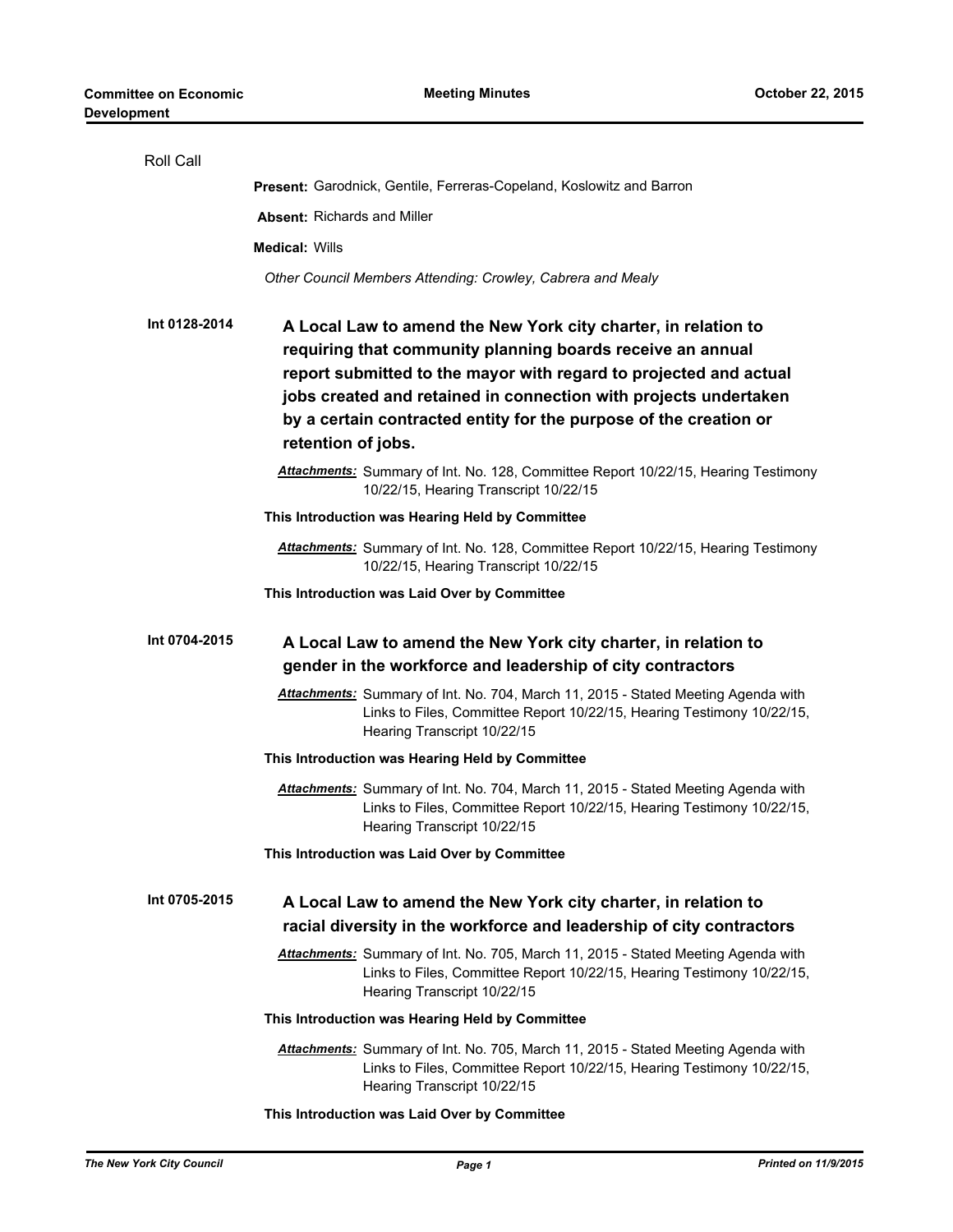Roll Call

**Present:** Garodnick, Gentile, Ferreras-Copeland, Koslowitz and Barron

**Absent:** Richards and Miller

**Medical:** Wills

*Other Council Members Attending: Crowley, Cabrera and Mealy*

**Int 0128-2014** **A Local Law to amend the New York city charter, in relation to requiring that community planning boards receive an annual report submitted to the mayor with regard to projected and actual jobs created and retained in connection with projects undertaken by a certain contracted entity for the purpose of the creation or retention of jobs.**

***Attachments:*** Summary of Int. No. 128, Committee Report 10/22/15, Hearing Testimony 10/22/15, Hearing Transcript 10/22/15

**This Introduction was Hearing Held by Committee**

***Attachments:*** Summary of Int. No. 128, Committee Report 10/22/15, Hearing Testimony 10/22/15, Hearing Transcript 10/22/15

**This Introduction was Laid Over by Committee**

**Int 0704-2015** **A Local Law to amend the New York city charter, in relation to gender in the workforce and leadership of city contractors**

***Attachments:*** Summary of Int. No. 704, March 11, 2015 - Stated Meeting Agenda with Links to Files, Committee Report 10/22/15, Hearing Testimony 10/22/15, Hearing Transcript 10/22/15

**This Introduction was Hearing Held by Committee**

***Attachments:*** Summary of Int. No. 704, March 11, 2015 - Stated Meeting Agenda with Links to Files, Committee Report 10/22/15, Hearing Testimony 10/22/15, Hearing Transcript 10/22/15

**This Introduction was Laid Over by Committee**

**Int 0705-2015** **A Local Law to amend the New York city charter, in relation to racial diversity in the workforce and leadership of city contractors**

***Attachments:*** Summary of Int. No. 705, March 11, 2015 - Stated Meeting Agenda with Links to Files, Committee Report 10/22/15, Hearing Testimony 10/22/15, Hearing Transcript 10/22/15

**This Introduction was Hearing Held by Committee**

***Attachments:*** Summary of Int. No. 705, March 11, 2015 - Stated Meeting Agenda with Links to Files, Committee Report 10/22/15, Hearing Testimony 10/22/15, Hearing Transcript 10/22/15

**This Introduction was Laid Over by Committee**